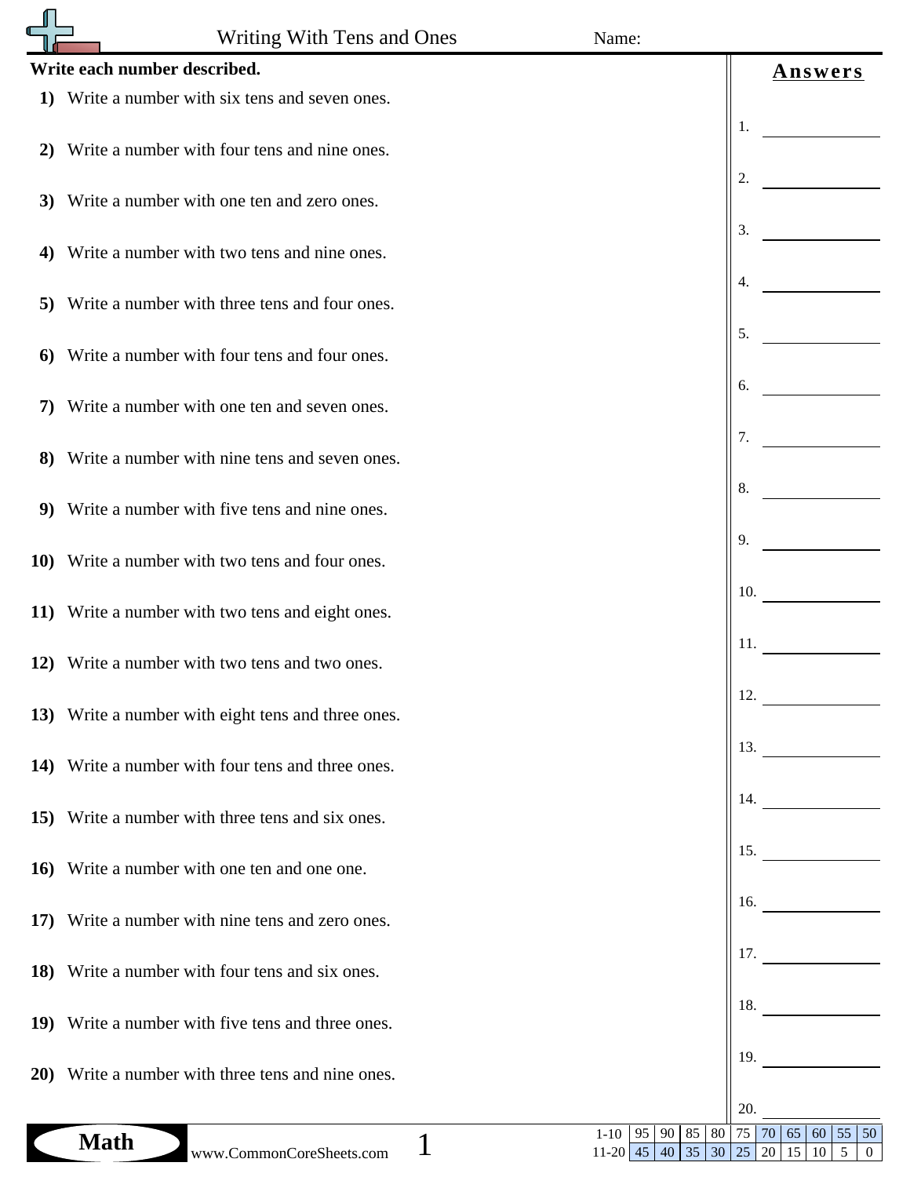# Writing With Tens and Ones

Name:

**Write each number described.**

**1)** Write a number with six tens and seven ones.

**2)** Write a number with four tens and nine ones.

**3)** Write a number with one ten and zero ones.

**4)** Write a number with two tens and nine ones.

**5)** Write a number with three tens and four ones.

**6)** Write a number with four tens and four ones.

**7)** Write a number with one ten and seven ones.

**8)** Write a number with nine tens and seven ones.

**9)** Write a number with five tens and nine ones.

**10)** Write a number with two tens and four ones.

**11)** Write a number with two tens and eight ones.

**12)** Write a number with two tens and two ones.

**13)** Write a number with eight tens and three ones.

**14)** Write a number with four tens and three ones.

**15)** Write a number with three tens and six ones.

**16)** Write a number with one ten and one one.

**17)** Write a number with nine tens and zero ones.

**18)** Write a number with four tens and six ones.

**19)** Write a number with five tens and three ones.

**20)** Write a number with three tens and nine ones.

**Answers**

1. ____________
2. ____________
3. ____________
4. ____________
5. ____________
6. ____________
7. ____________
8. ____________
9. ____________
10. ____________
11. ____________
12. ____________
13. ____________
14. ____________
15. ____________
16. ____________
17. ____________
18. ____________
19. ____________
20. ____________

Math

www.CommonCoreSheets.com

| | | | | | | | | | | |
|---|---|---|---|---|---|---|---|---|---|---|
| 1-10 | 95 | 90 | 85 | 80 | 75 | 70 | 65 | 60 | 55 | 50 |
| 11-20 | 45 | 40 | 35 | 30 | 25 | 20 | 15 | 10 | 5 | 0 |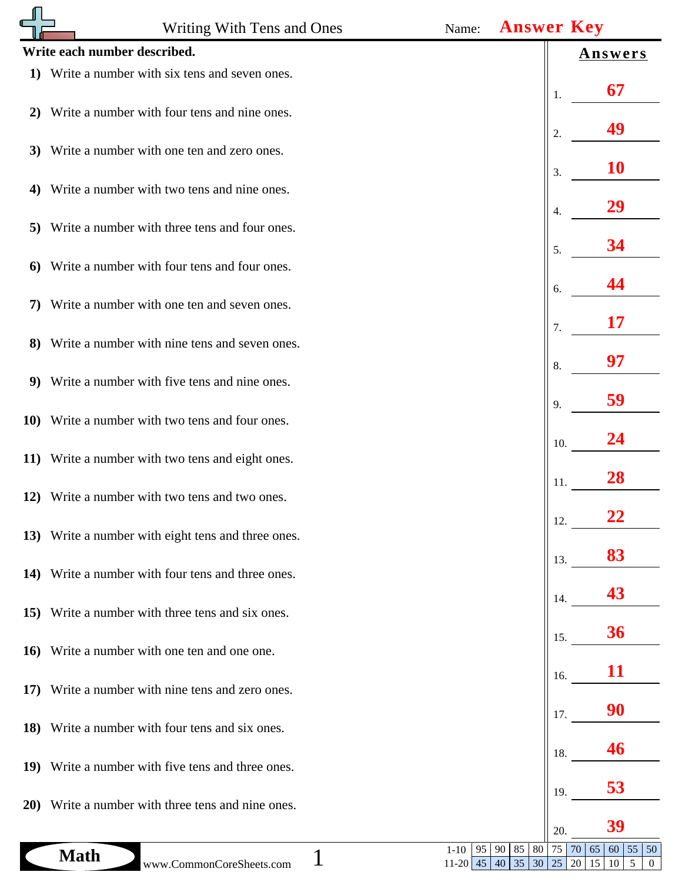# Writing With Tens and Ones

Name: **Answer Key**

**Write each number described.**

**1)** Write a number with six tens and seven ones.

**2)** Write a number with four tens and nine ones.

**3)** Write a number with one ten and zero ones.

**4)** Write a number with two tens and nine ones.

**5)** Write a number with three tens and four ones.

**6)** Write a number with four tens and four ones.

**7)** Write a number with one ten and seven ones.

**8)** Write a number with nine tens and seven ones.

**9)** Write a number with five tens and nine ones.

**10)** Write a number with two tens and four ones.

**11)** Write a number with two tens and eight ones.

**12)** Write a number with two tens and two ones.

**13)** Write a number with eight tens and three ones.

**14)** Write a number with four tens and three ones.

**15)** Write a number with three tens and six ones.

**16)** Write a number with one ten and one one.

**17)** Write a number with nine tens and zero ones.

**18)** Write a number with four tens and six ones.

**19)** Write a number with five tens and three ones.

**20)** Write a number with three tens and nine ones.

## Answers

1. **67**
2. **49**
3. **10**
4. **29**
5. **34**
6. **44**
7. **17**
8. **97**
9. **59**
10. **24**
11. **28**
12. **22**
13. **83**
14. **43**
15. **36**
16. **11**
17. **90**
18. **46**
19. **53**
20. **39**

Math www.CommonCoreSheets.com

| | | | | | | | | | | |
|---|---|---|---|---|---|---|---|---|---|---|
| 1-10 | 95 | 90 | 85 | 80 | 75 | 70 | 65 | 60 | 55 | 50 |
| 11-20 | 45 | 40 | 35 | 30 | 25 | 20 | 15 | 10 | 5 | 0 |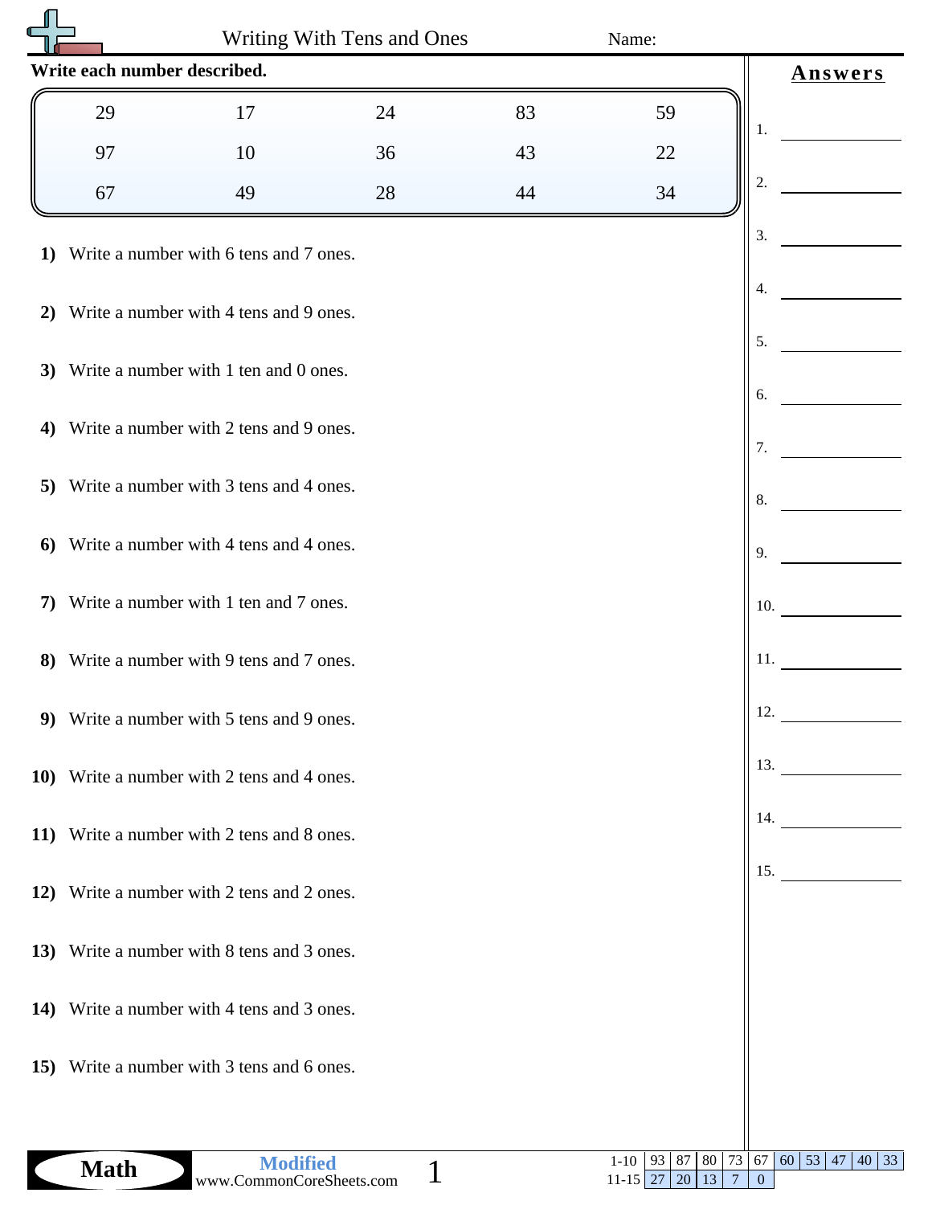# Writing With Tens and Ones

Name:

**Write each number described.**

| | | | | |
|---|---|---|---|---|
| 29 | 17 | 24 | 83 | 59 |
| 97 | 10 | 36 | 43 | 22 |
| 67 | 49 | 28 | 44 | 34 |

**1)** Write a number with 6 tens and 7 ones.

**2)** Write a number with 4 tens and 9 ones.

**3)** Write a number with 1 ten and 0 ones.

**4)** Write a number with 2 tens and 9 ones.

**5)** Write a number with 3 tens and 4 ones.

**6)** Write a number with 4 tens and 4 ones.

**7)** Write a number with 1 ten and 7 ones.

**8)** Write a number with 9 tens and 7 ones.

**9)** Write a number with 5 tens and 9 ones.

**10)** Write a number with 2 tens and 4 ones.

**11)** Write a number with 2 tens and 8 ones.

**12)** Write a number with 2 tens and 2 ones.

**13)** Write a number with 8 tens and 3 ones.

**14)** Write a number with 4 tens and 3 ones.

**15)** Write a number with 3 tens and 6 ones.

## Answers

1. ____________
2. ____________
3. ____________
4. ____________
5. ____________
6. ____________
7. ____________
8. ____________
9. ____________
10. ____________
11. ____________
12. ____________
13. ____________
14. ____________
15. ____________

Math

Modified
www.CommonCoreSheets.com

| | | | | | | | | | | |
|---|---|---|---|---|---|---|---|---|---|---|
| 1-10 | 93 | 87 | 80 | 73 | 67 | 60 | 53 | 47 | 40 | 33 |
| 11-15 | 27 | 20 | 13 | 7 | 0 | | | | | |